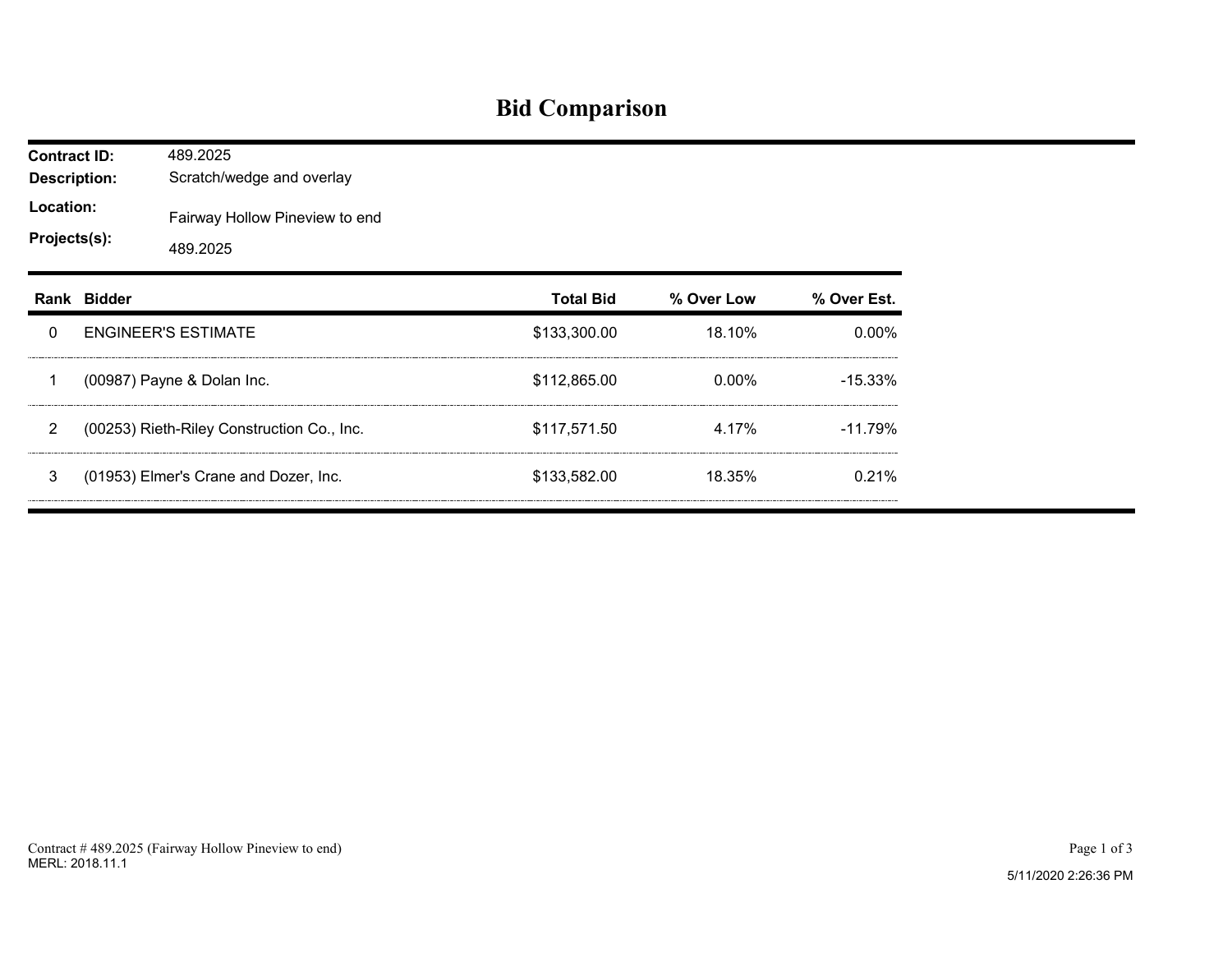# Bid Comparison

**Contract ID:** 489.2025
**Description:** Scratch/wedge and overlay
**Location:** Fairway Hollow Pineview to end
**Projects(s):** 489.2025

| Rank | Bidder | Total Bid | % Over Low | % Over Est. |
|---|---|---|---|---|
| 0 | ENGINEER'S ESTIMATE | $133,300.00 | 18.10% | 0.00% |
| 1 | (00987) Payne & Dolan Inc. | $112,865.00 | 0.00% | -15.33% |
| 2 | (00253) Rieth-Riley Construction Co., Inc. | $117,571.50 | 4.17% | -11.79% |
| 3 | (01953) Elmer's Crane and Dozer, Inc. | $133,582.00 | 18.35% | 0.21% |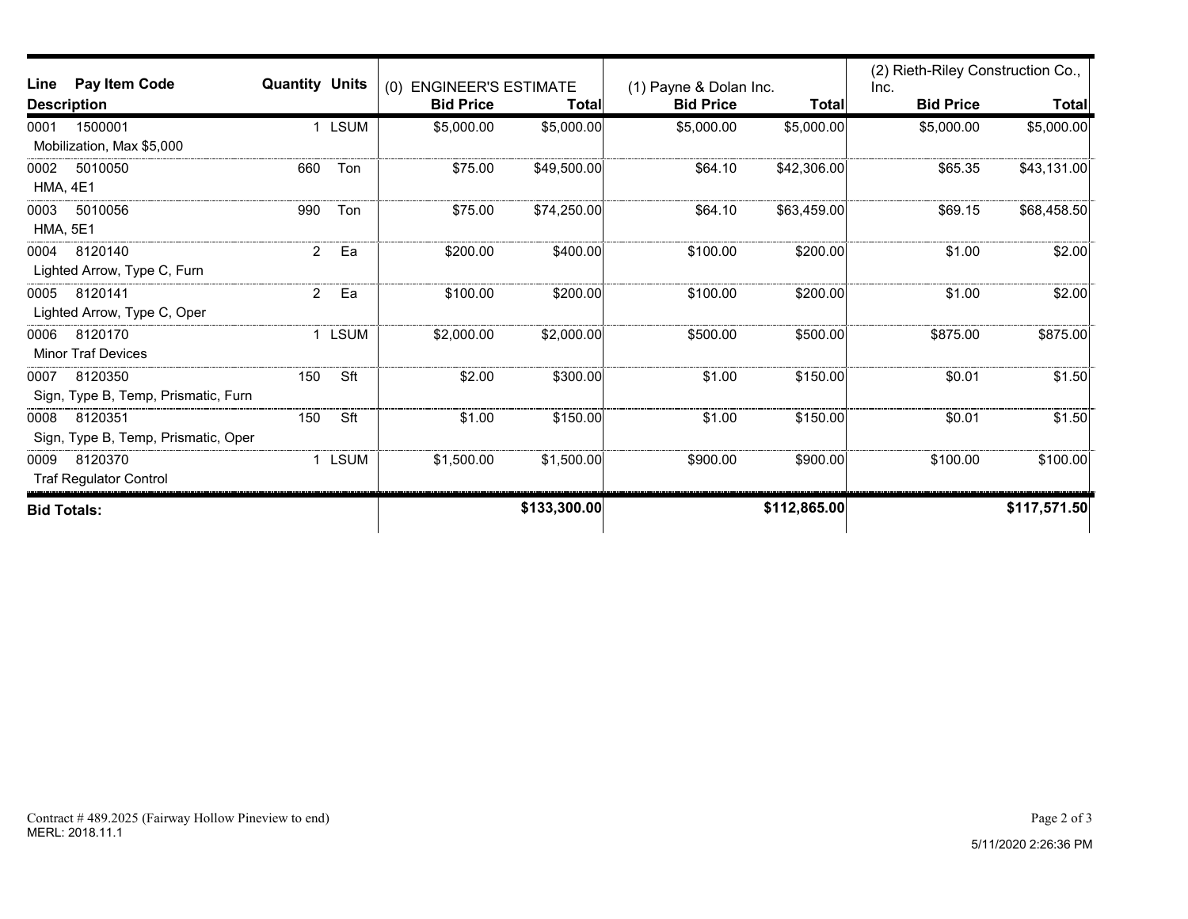| Line | Pay Item Code | Description | Quantity | Units | (0) ENGINEER'S ESTIMATE Bid Price | (0) ENGINEER'S ESTIMATE Total | (1) Payne & Dolan Inc. Bid Price | (1) Payne & Dolan Inc. Total | (2) Rieth-Riley Construction Co., Inc. Bid Price | (2) Rieth-Riley Construction Co., Inc. Total |
|---|---|---|---|---|---|---|---|---|---|---|
| 0001 | 1500001 | Mobilization, Max $5,000 | 1 | LSUM | $5,000.00 | $5,000.00 | $5,000.00 | $5,000.00 | $5,000.00 | $5,000.00 |
| 0002 | 5010050 | HMA, 4E1 | 660 | Ton | $75.00 | $49,500.00 | $64.10 | $42,306.00 | $65.35 | $43,131.00 |
| 0003 | 5010056 | HMA, 5E1 | 990 | Ton | $75.00 | $74,250.00 | $64.10 | $63,459.00 | $69.15 | $68,458.50 |
| 0004 | 8120140 | Lighted Arrow, Type C, Furn | 2 | Ea | $200.00 | $400.00 | $100.00 | $200.00 | $1.00 | $2.00 |
| 0005 | 8120141 | Lighted Arrow, Type C, Oper | 2 | Ea | $100.00 | $200.00 | $100.00 | $200.00 | $1.00 | $2.00 |
| 0006 | 8120170 | Minor Traf Devices | 1 | LSUM | $2,000.00 | $2,000.00 | $500.00 | $500.00 | $875.00 | $875.00 |
| 0007 | 8120350 | Sign, Type B, Temp, Prismatic, Furn | 150 | Sft | $2.00 | $300.00 | $1.00 | $150.00 | $0.01 | $1.50 |
| 0008 | 8120351 | Sign, Type B, Temp, Prismatic, Oper | 150 | Sft | $1.00 | $150.00 | $1.00 | $150.00 | $0.01 | $1.50 |
| 0009 | 8120370 | Traf Regulator Control | 1 | LSUM | $1,500.00 | $1,500.00 | $900.00 | $900.00 | $100.00 | $100.00 |
| **Bid Totals:** | | | | | | **$133,300.00** | | **$112,865.00** | | **$117,571.50** |

Contract # 489.2025 (Fairway Hollow Pineview to end)
MERL: 2018.11.1

5/11/2020 2:26:36 PM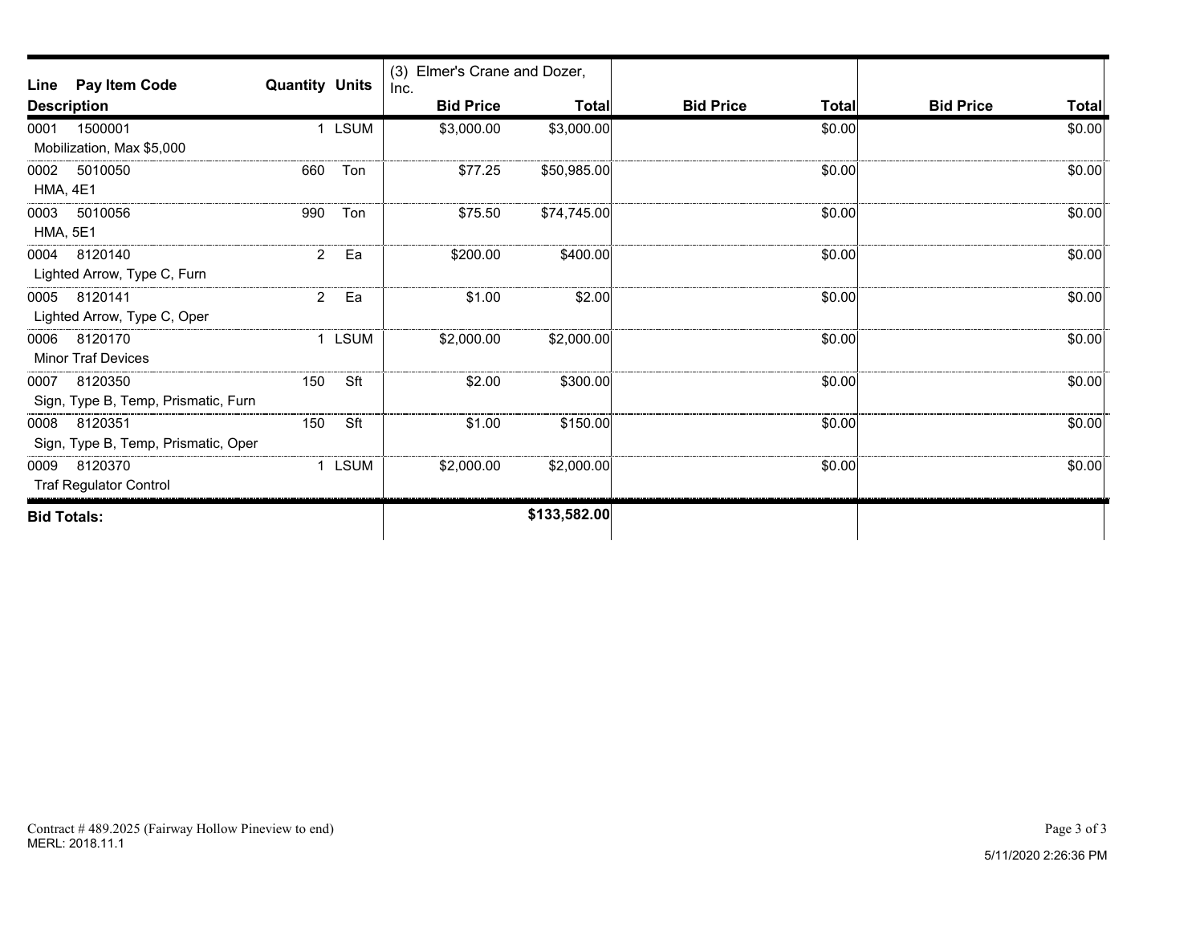| Line | Pay Item Code | Quantity | Units | (3) Elmer's Crane and Dozer, Inc. | | | | | |
|---|---|---|---|---|---|---|---|---|---|
| Description | | | | Bid Price | Total | Bid Price | Total | Bid Price | Total |
| 0001 | 1500001<br>Mobilization, Max $5,000 | 1 | LSUM | $3,000.00 | $3,000.00 | | $0.00 | | $0.00 |
| 0002 | 5010050<br>HMA, 4E1 | 660 | Ton | $77.25 | $50,985.00 | | $0.00 | | $0.00 |
| 0003 | 5010056<br>HMA, 5E1 | 990 | Ton | $75.50 | $74,745.00 | | $0.00 | | $0.00 |
| 0004 | 8120140<br>Lighted Arrow, Type C, Furn | 2 | Ea | $200.00 | $400.00 | | $0.00 | | $0.00 |
| 0005 | 8120141<br>Lighted Arrow, Type C, Oper | 2 | Ea | $1.00 | $2.00 | | $0.00 | | $0.00 |
| 0006 | 8120170<br>Minor Traf Devices | 1 | LSUM | $2,000.00 | $2,000.00 | | $0.00 | | $0.00 |
| 0007 | 8120350<br>Sign, Type B, Temp, Prismatic, Furn | 150 | Sft | $2.00 | $300.00 | | $0.00 | | $0.00 |
| 0008 | 8120351<br>Sign, Type B, Temp, Prismatic, Oper | 150 | Sft | $1.00 | $150.00 | | $0.00 | | $0.00 |
| 0009 | 8120370<br>Traf Regulator Control | 1 | LSUM | $2,000.00 | $2,000.00 | | $0.00 | | $0.00 |
| **Bid Totals:** | | | | | **$133,582.00** | | | | |

Contract # 489.2025 (Fairway Hollow Pineview to end)
MERL: 2018.11.1

5/11/2020 2:26:36 PM